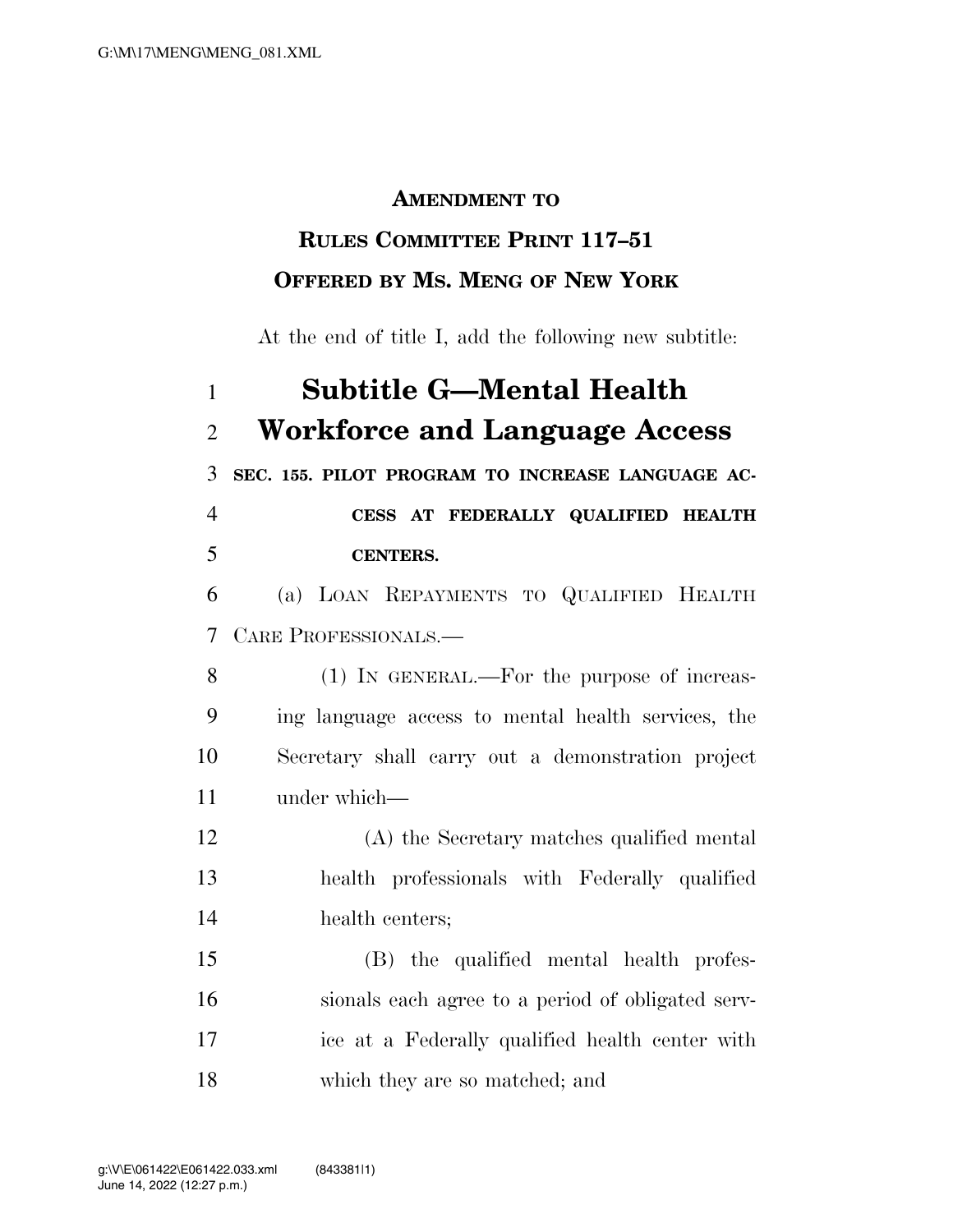**AMENDMENT TO**

**RULES COMMITTEE PRINT 117–51**

**OFFERED BY MS. MENG OF NEW YORK**

At the end of title I, add the following new subtitle:

# Subtitle G—Mental Health Workforce and Language Access

**SEC. 155. PILOT PROGRAM TO INCREASE LANGUAGE ACCESS AT FEDERALLY QUALIFIED HEALTH CENTERS.**

(a) LOAN REPAYMENTS TO QUALIFIED HEALTH CARE PROFESSIONALS.—

(1) IN GENERAL.—For the purpose of increasing language access to mental health services, the Secretary shall carry out a demonstration project under which—

(A) the Secretary matches qualified mental health professionals with Federally qualified health centers;

(B) the qualified mental health professionals each agree to a period of obligated service at a Federally qualified health center with which they are so matched; and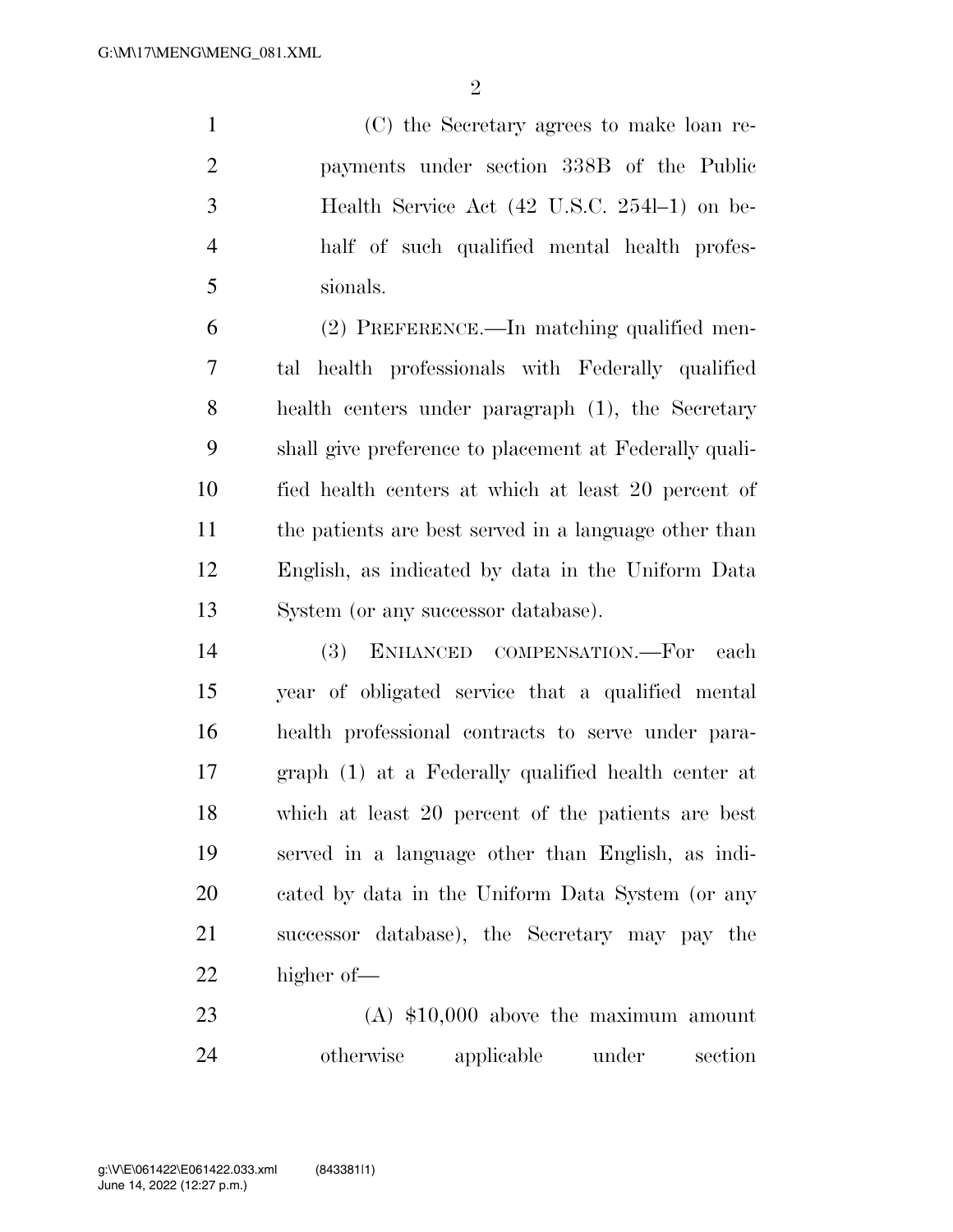(C) the Secretary agrees to make loan repayments under section 338B of the Public Health Service Act (42 U.S.C. 254l–1) on behalf of such qualified mental health professionals.

(2) PREFERENCE.—In matching qualified mental health professionals with Federally qualified health centers under paragraph (1), the Secretary shall give preference to placement at Federally qualified health centers at which at least 20 percent of the patients are best served in a language other than English, as indicated by data in the Uniform Data System (or any successor database).

(3) ENHANCED COMPENSATION.—For each year of obligated service that a qualified mental health professional contracts to serve under paragraph (1) at a Federally qualified health center at which at least 20 percent of the patients are best served in a language other than English, as indicated by data in the Uniform Data System (or any successor database), the Secretary may pay the higher of—

(A) $10,000 above the maximum amount otherwise applicable under section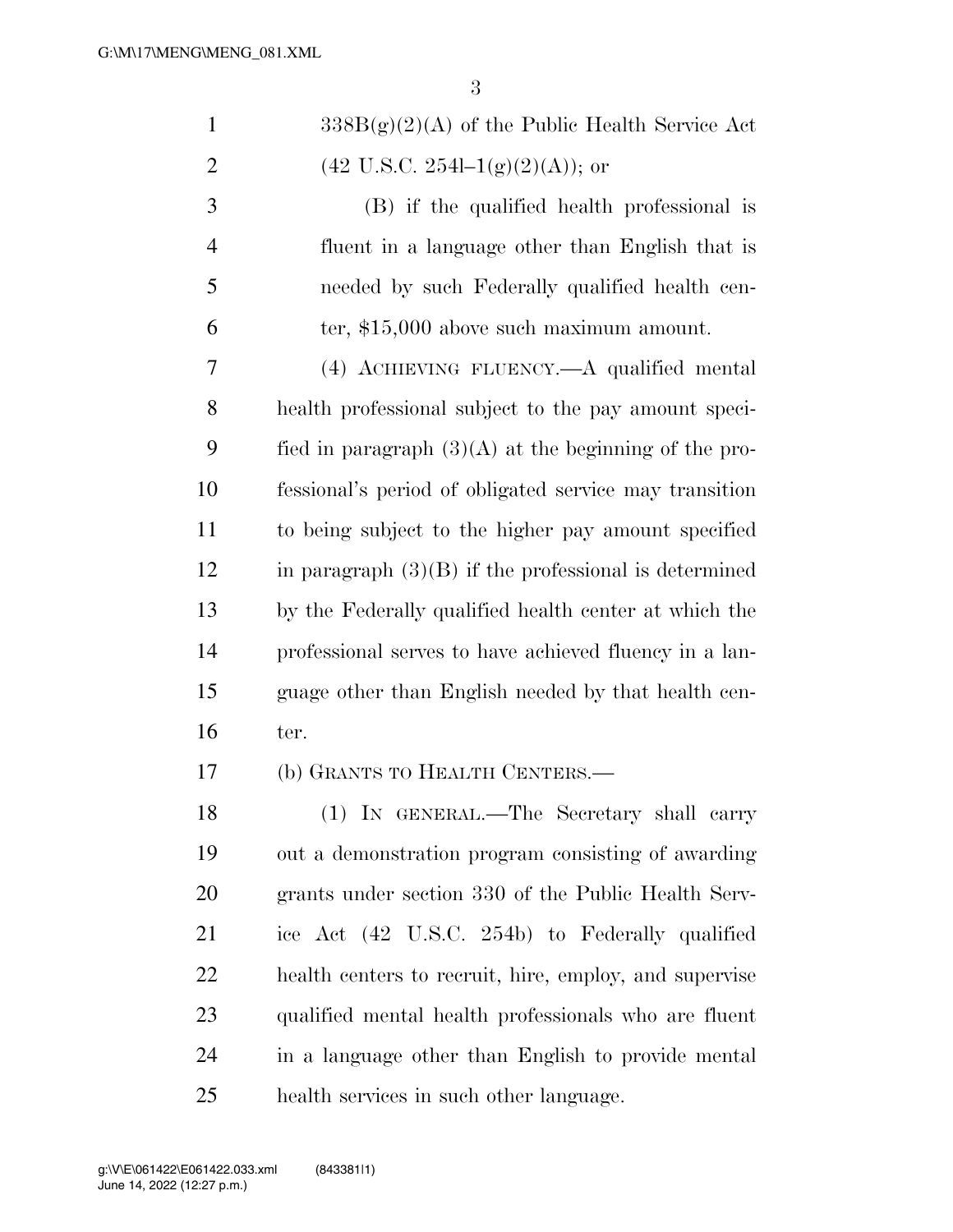338B(g)(2)(A) of the Public Health Service Act (42 U.S.C. 254l–1(g)(2)(A)); or

(B) if the qualified health professional is fluent in a language other than English that is needed by such Federally qualified health center, $15,000 above such maximum amount.

(4) ACHIEVING FLUENCY.—A qualified mental health professional subject to the pay amount specified in paragraph (3)(A) at the beginning of the professional's period of obligated service may transition to being subject to the higher pay amount specified in paragraph (3)(B) if the professional is determined by the Federally qualified health center at which the professional serves to have achieved fluency in a language other than English needed by that health center.

(b) GRANTS TO HEALTH CENTERS.—

(1) IN GENERAL.—The Secretary shall carry out a demonstration program consisting of awarding grants under section 330 of the Public Health Service Act (42 U.S.C. 254b) to Federally qualified health centers to recruit, hire, employ, and supervise qualified mental health professionals who are fluent in a language other than English to provide mental health services in such other language.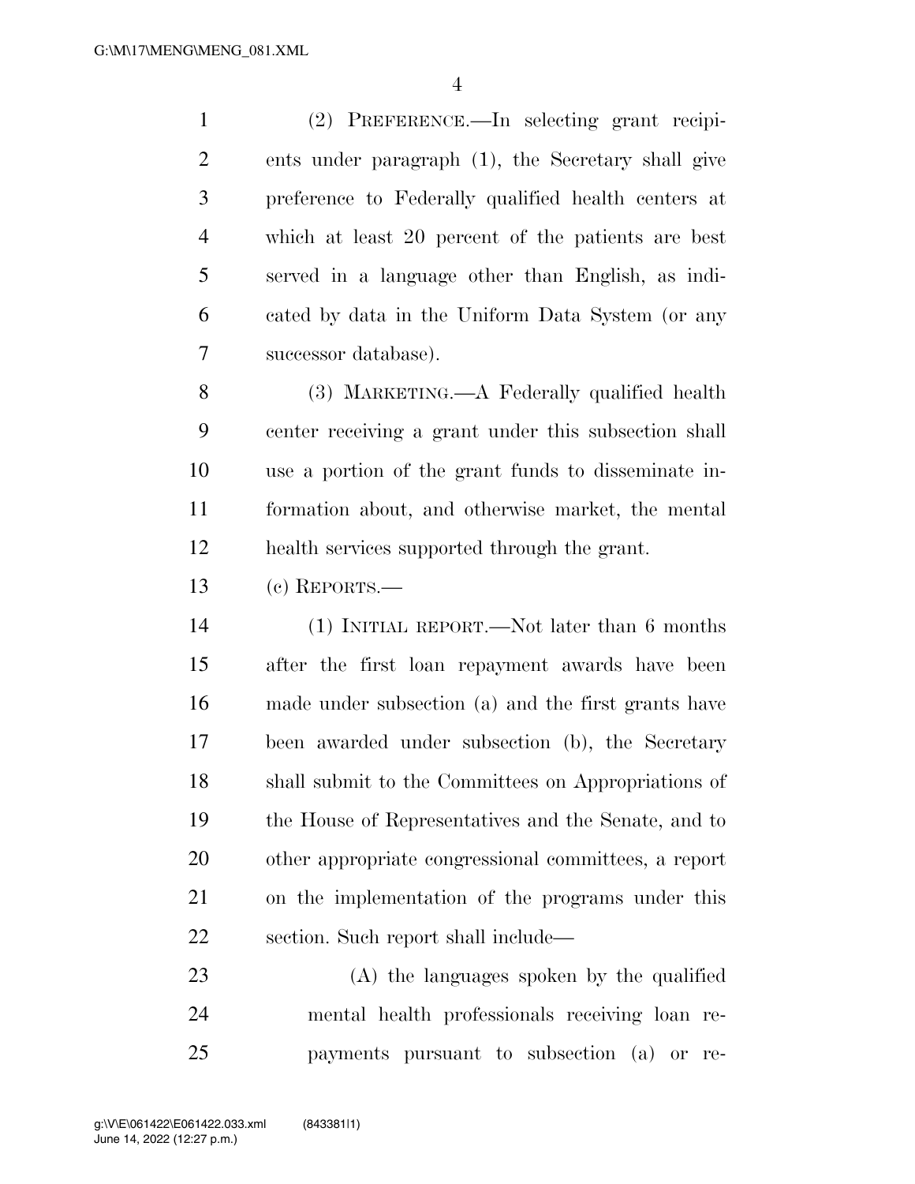(2) PREFERENCE.—In selecting grant recipients under paragraph (1), the Secretary shall give preference to Federally qualified health centers at which at least 20 percent of the patients are best served in a language other than English, as indicated by data in the Uniform Data System (or any successor database).

(3) MARKETING.—A Federally qualified health center receiving a grant under this subsection shall use a portion of the grant funds to disseminate information about, and otherwise market, the mental health services supported through the grant.

(c) REPORTS.—

(1) INITIAL REPORT.—Not later than 6 months after the first loan repayment awards have been made under subsection (a) and the first grants have been awarded under subsection (b), the Secretary shall submit to the Committees on Appropriations of the House of Representatives and the Senate, and to other appropriate congressional committees, a report on the implementation of the programs under this section. Such report shall include—

(A) the languages spoken by the qualified mental health professionals receiving loan repayments pursuant to subsection (a) or re-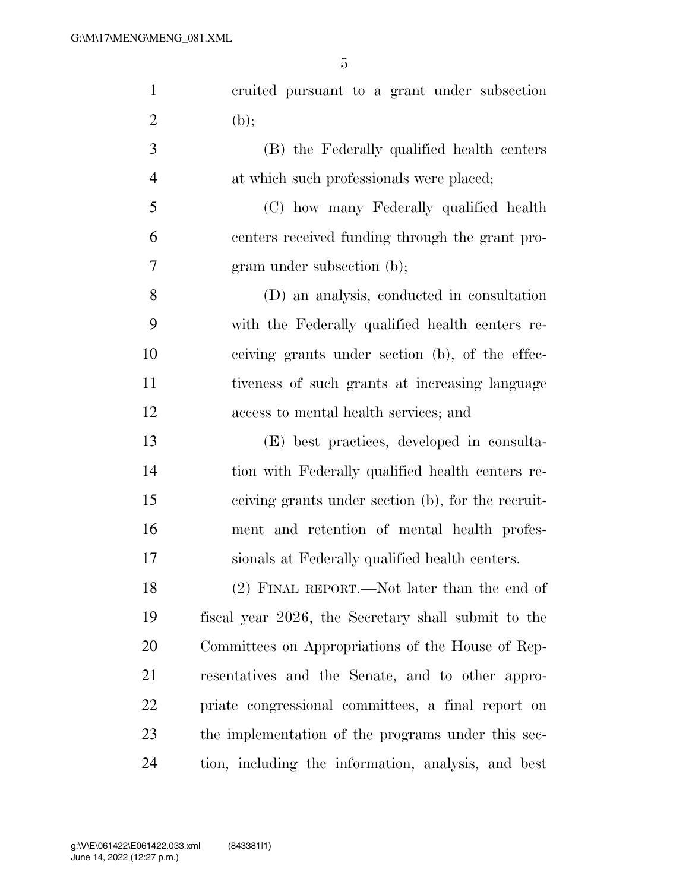cruited pursuant to a grant under subsection (b);

(B) the Federally qualified health centers at which such professionals were placed;

(C) how many Federally qualified health centers received funding through the grant program under subsection (b);

(D) an analysis, conducted in consultation with the Federally qualified health centers receiving grants under section (b), of the effectiveness of such grants at increasing language access to mental health services; and

(E) best practices, developed in consultation with Federally qualified health centers receiving grants under section (b), for the recruitment and retention of mental health professionals at Federally qualified health centers.

(2) FINAL REPORT.—Not later than the end of fiscal year 2026, the Secretary shall submit to the Committees on Appropriations of the House of Representatives and the Senate, and to other appropriate congressional committees, a final report on the implementation of the programs under this section, including the information, analysis, and best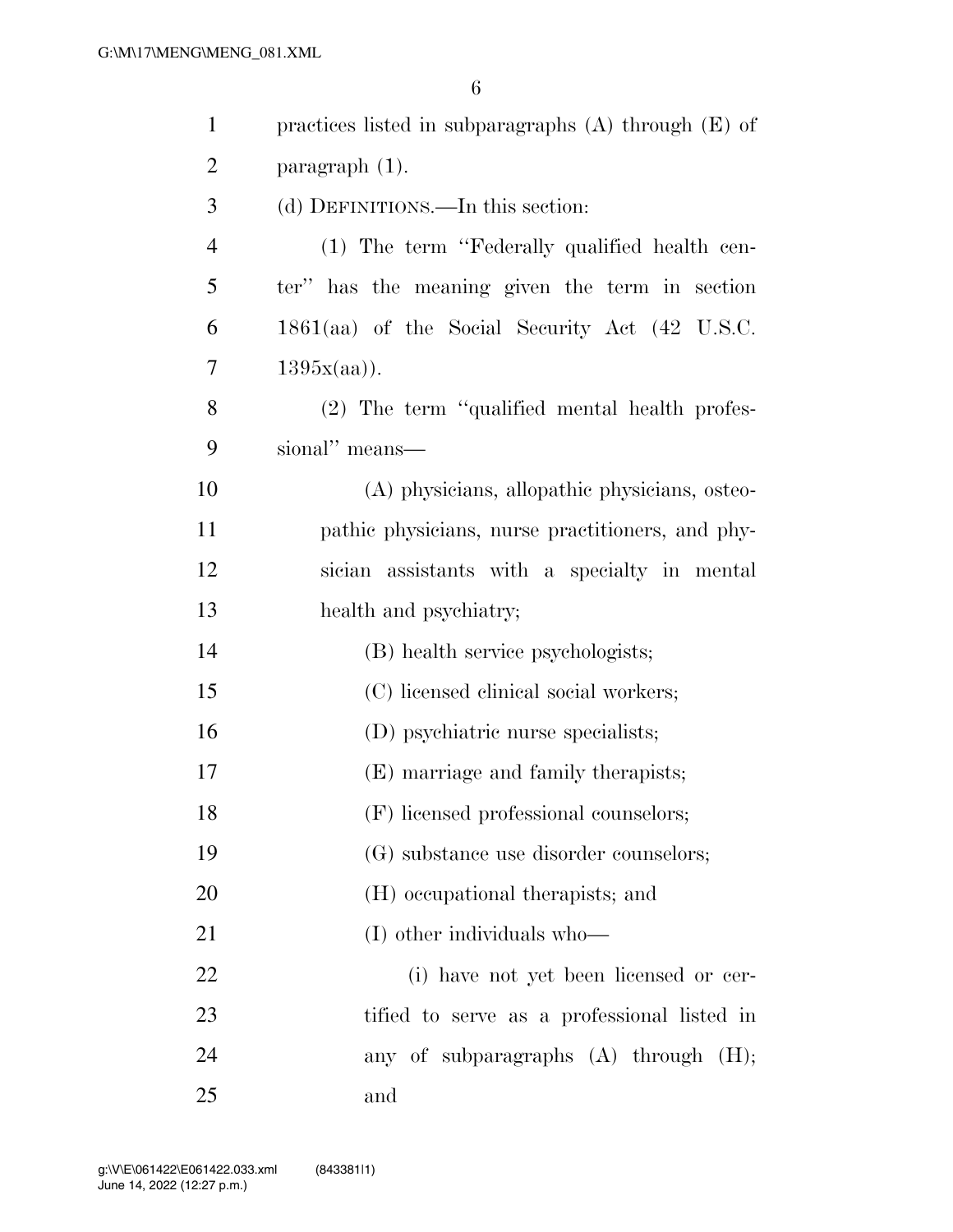practices listed in subparagraphs (A) through (E) of paragraph (1).

(d) DEFINITIONS.—In this section:

(1) The term ''Federally qualified health center'' has the meaning given the term in section 1861(aa) of the Social Security Act (42 U.S.C. 1395x(aa)).

(2) The term ''qualified mental health professional'' means—

(A) physicians, allopathic physicians, osteopathic physicians, nurse practitioners, and physician assistants with a specialty in mental health and psychiatry;

(B) health service psychologists;

(C) licensed clinical social workers;

(D) psychiatric nurse specialists;

(E) marriage and family therapists;

(F) licensed professional counselors;

(G) substance use disorder counselors;

(H) occupational therapists; and

(I) other individuals who—

(i) have not yet been licensed or certified to serve as a professional listed in any of subparagraphs (A) through (H); and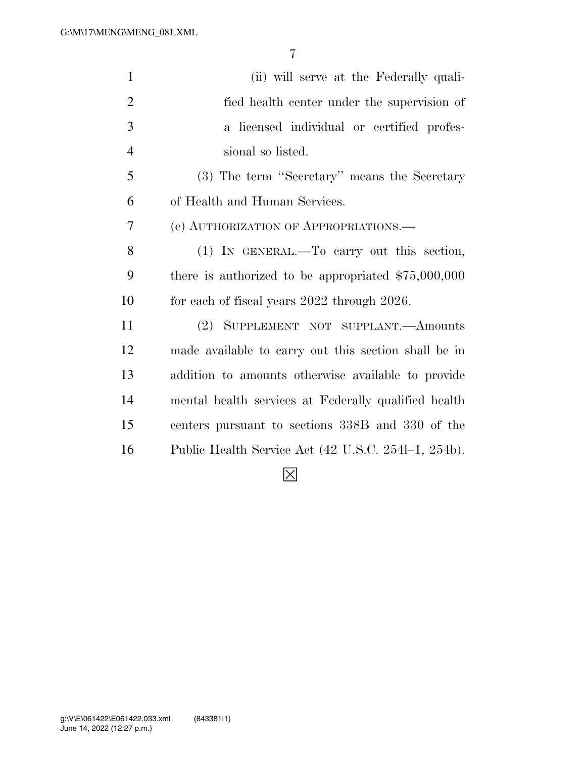(ii) will serve at the Federally qualified health center under the supervision of a licensed individual or certified professional so listed.

(3) The term "Secretary" means the Secretary of Health and Human Services.

(e) AUTHORIZATION OF APPROPRIATIONS.—

(1) IN GENERAL.—To carry out this section, there is authorized to be appropriated $75,000,000 for each of fiscal years 2022 through 2026.

(2) SUPPLEMENT NOT SUPPLANT.—Amounts made available to carry out this section shall be in addition to amounts otherwise available to provide mental health services at Federally qualified health centers pursuant to sections 338B and 330 of the Public Health Service Act (42 U.S.C. 254l–1, 254b).